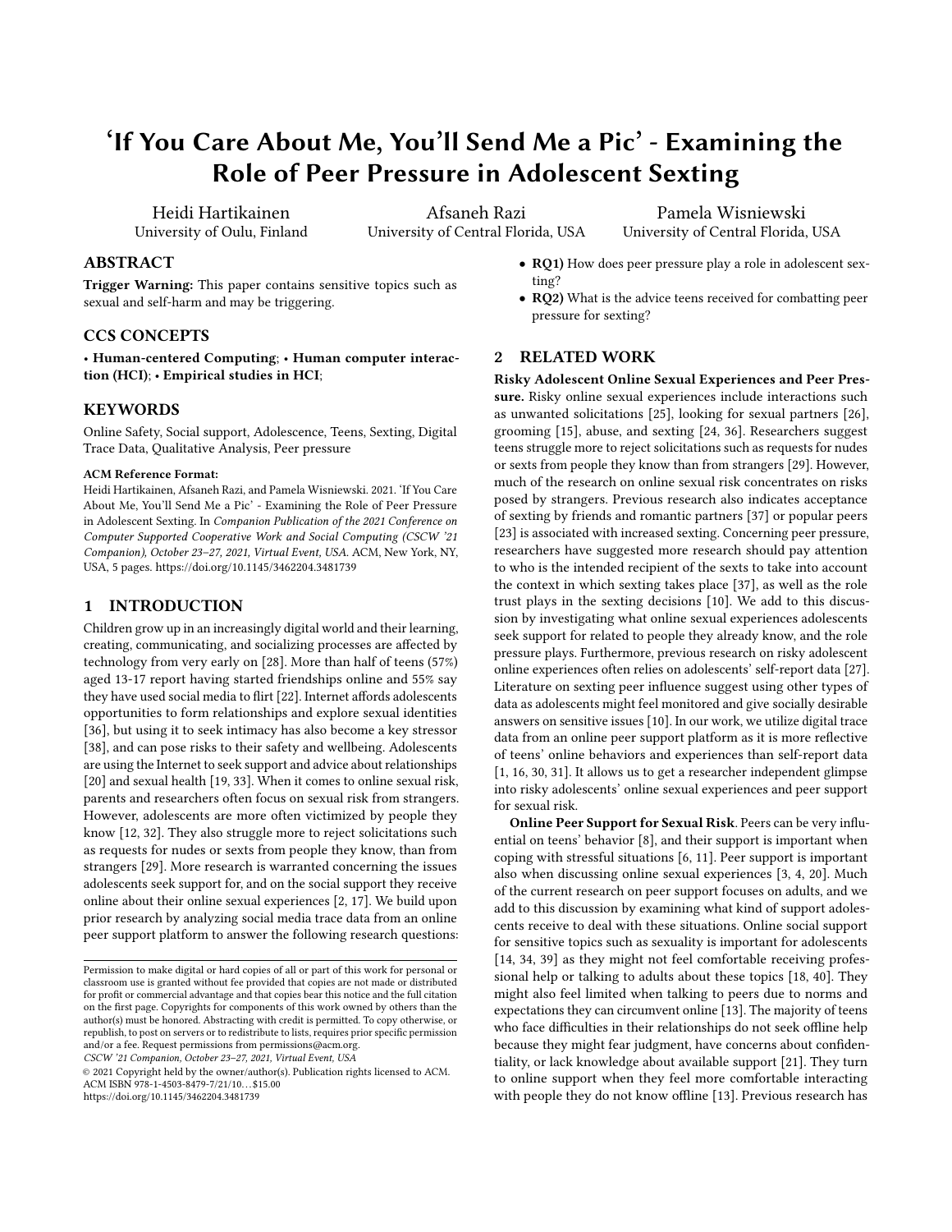# ‘If You Care About Me, You’ll Send Me a Pic’ - Examining the Role of Peer Pressure in Adolescent Sexting

Heidi Hartikainen
University of Oulu, Finland

Afsaneh Razi
University of Central Florida, USA

Pamela Wisniewski
University of Central Florida, USA

## ABSTRACT

**Trigger Warning:** This paper contains sensitive topics such as sexual and self-harm and may be triggering.

## CCS CONCEPTS

• **Human-centered Computing**; • **Human computer interaction (HCI)**; • **Empirical studies in HCI**;

## KEYWORDS

Online Safety, Social support, Adolescence, Teens, Sexting, Digital Trace Data, Qualitative Analysis, Peer pressure

**ACM Reference Format:**
Heidi Hartikainen, Afsaneh Razi, and Pamela Wisniewski. 2021. ‘If You Care About Me, You’ll Send Me a Pic’ - Examining the Role of Peer Pressure in Adolescent Sexting. In *Companion Publication of the 2021 Conference on Computer Supported Cooperative Work and Social Computing (CSCW ’21 Companion), October 23–27, 2021, Virtual Event, USA.* ACM, New York, NY, USA, 5 pages. https://doi.org/10.1145/3462204.3481739

## 1 INTRODUCTION

Children grow up in an increasingly digital world and their learning, creating, communicating, and socializing processes are affected by technology from very early on [28]. More than half of teens (57%) aged 13-17 report having started friendships online and 55% say they have used social media to flirt [22]. Internet affords adolescents opportunities to form relationships and explore sexual identities [36], but using it to seek intimacy has also become a key stressor [38], and can pose risks to their safety and wellbeing. Adolescents are using the Internet to seek support and advice about relationships [20] and sexual health [19, 33]. When it comes to online sexual risk, parents and researchers often focus on sexual risk from strangers. However, adolescents are more often victimized by people they know [12, 32]. They also struggle more to reject solicitations such as requests for nudes or sexts from people they know, than from strangers [29]. More research is warranted concerning the issues adolescents seek support for, and on the social support they receive online about their online sexual experiences [2, 17]. We build upon prior research by analyzing social media trace data from an online peer support platform to answer the following research questions:

- **RQ1)** How does peer pressure play a role in adolescent sexting?
- **RQ2)** What is the advice teens received for combatting peer pressure for sexting?

Permission to make digital or hard copies of all or part of this work for personal or classroom use is granted without fee provided that copies are not made or distributed for profit or commercial advantage and that copies bear this notice and the full citation on the first page. Copyrights for components of this work owned by others than the author(s) must be honored. Abstracting with credit is permitted. To copy otherwise, or republish, to post on servers or to redistribute to lists, requires prior specific permission and/or a fee. Request permissions from permissions@acm.org.
*CSCW ’21 Companion, October 23–27, 2021, Virtual Event, USA*
© 2021 Copyright held by the owner/author(s). Publication rights licensed to ACM.
ACM ISBN 978-1-4503-8479-7/21/10…$15.00
https://doi.org/10.1145/3462204.3481739

## 2 RELATED WORK

**Risky Adolescent Online Sexual Experiences and Peer Pressure.** Risky online sexual experiences include interactions such as unwanted solicitations [25], looking for sexual partners [26], grooming [15], abuse, and sexting [24, 36]. Researchers suggest teens struggle more to reject solicitations such as requests for nudes or sexts from people they know than from strangers [29]. However, much of the research on online sexual risk concentrates on risks posed by strangers. Previous research also indicates acceptance of sexting by friends and romantic partners [37] or popular peers [23] is associated with increased sexting. Concerning peer pressure, researchers have suggested more research should pay attention to who is the intended recipient of the sexts to take into account the context in which sexting takes place [37], as well as the role trust plays in the sexting decisions [10]. We add to this discussion by investigating what online sexual experiences adolescents seek support for related to people they already know, and the role pressure plays. Furthermore, previous research on risky adolescent online experiences often relies on adolescents’ self-report data [27]. Literature on sexting peer influence suggest using other types of data as adolescents might feel monitored and give socially desirable answers on sensitive issues [10]. In our work, we utilize digital trace data from an online peer support platform as it is more reflective of teens’ online behaviors and experiences than self-report data [1, 16, 30, 31]. It allows us to get a researcher independent glimpse into risky adolescents’ online sexual experiences and peer support for sexual risk.

**Online Peer Support for Sexual Risk**. Peers can be very influential on teens’ behavior [8], and their support is important when coping with stressful situations [6, 11]. Peer support is important also when discussing online sexual experiences [3, 4, 20]. Much of the current research on peer support focuses on adults, and we add to this discussion by examining what kind of support adolescents receive to deal with these situations. Online social support for sensitive topics such as sexuality is important for adolescents [14, 34, 39] as they might not feel comfortable receiving professional help or talking to adults about these topics [18, 40]. They might also feel limited when talking to peers due to norms and expectations they can circumvent online [13]. The majority of teens who face difficulties in their relationships do not seek offline help because they might fear judgment, have concerns about confidentiality, or lack knowledge about available support [21]. They turn to online support when they feel more comfortable interacting with people they do not know offline [13]. Previous research has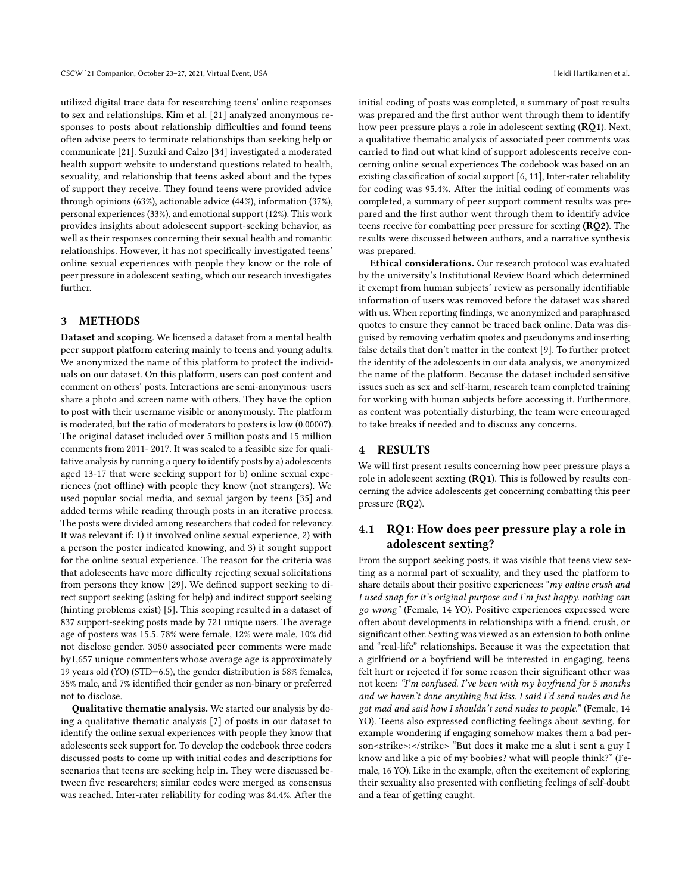utilized digital trace data for researching teens' online responses to sex and relationships. Kim et al. [21] analyzed anonymous responses to posts about relationship difficulties and found teens often advise peers to terminate relationships than seeking help or communicate [21]. Suzuki and Calzo [34] investigated a moderated health support website to understand questions related to health, sexuality, and relationship that teens asked about and the types of support they receive. They found teens were provided advice through opinions (63%), actionable advice (44%), information (37%), personal experiences (33%), and emotional support (12%). This work provides insights about adolescent support-seeking behavior, as well as their responses concerning their sexual health and romantic relationships. However, it has not specifically investigated teens' online sexual experiences with people they know or the role of peer pressure in adolescent sexting, which our research investigates further.

## 3 METHODS

**Dataset and scoping**. We licensed a dataset from a mental health peer support platform catering mainly to teens and young adults. We anonymized the name of this platform to protect the individuals on our dataset. On this platform, users can post content and comment on others' posts. Interactions are semi-anonymous: users share a photo and screen name with others. They have the option to post with their username visible or anonymously. The platform is moderated, but the ratio of moderators to posters is low (0.00007). The original dataset included over 5 million posts and 15 million comments from 2011- 2017. It was scaled to a feasible size for qualitative analysis by running a query to identify posts by a) adolescents aged 13-17 that were seeking support for b) online sexual experiences (not offline) with people they know (not strangers). We used popular social media, and sexual jargon by teens [35] and added terms while reading through posts in an iterative process. The posts were divided among researchers that coded for relevancy. It was relevant if: 1) it involved online sexual experience, 2) with a person the poster indicated knowing, and 3) it sought support for the online sexual experience. The reason for the criteria was that adolescents have more difficulty rejecting sexual solicitations from persons they know [29]. We defined support seeking to direct support seeking (asking for help) and indirect support seeking (hinting problems exist) [5]. This scoping resulted in a dataset of 837 support-seeking posts made by 721 unique users. The average age of posters was 15.5. 78% were female, 12% were male, 10% did not disclose gender. 3050 associated peer comments were made by1,657 unique commenters whose average age is approximately 19 years old (YO) (STD=6.5), the gender distribution is 58% females, 35% male, and 7% identified their gender as non-binary or preferred not to disclose.

**Qualitative thematic analysis.** We started our analysis by doing a qualitative thematic analysis [7] of posts in our dataset to identify the online sexual experiences with people they know that adolescents seek support for. To develop the codebook three coders discussed posts to come up with initial codes and descriptions for scenarios that teens are seeking help in. They were discussed between five researchers; similar codes were merged as consensus was reached. Inter-rater reliability for coding was 84.4%. After the initial coding of posts was completed, a summary of post results was prepared and the first author went through them to identify how peer pressure plays a role in adolescent sexting (**RQ1**). Next, a qualitative thematic analysis of associated peer comments was carried to find out what kind of support adolescents receive concerning online sexual experiences The codebook was based on an existing classification of social support [6, 11], Inter-rater reliability for coding was 95.4%**.** After the initial coding of comments was completed, a summary of peer support comment results was prepared and the first author went through them to identify advice teens receive for combatting peer pressure for sexting (**RQ2**). The results were discussed between authors, and a narrative synthesis was prepared.

**Ethical considerations.** Our research protocol was evaluated by the university's Institutional Review Board which determined it exempt from human subjects' review as personally identifiable information of users was removed before the dataset was shared with us. When reporting findings, we anonymized and paraphrased quotes to ensure they cannot be traced back online. Data was disguised by removing verbatim quotes and pseudonyms and inserting false details that don't matter in the context [9]. To further protect the identity of the adolescents in our data analysis, we anonymized the name of the platform. Because the dataset included sensitive issues such as sex and self-harm, research team completed training for working with human subjects before accessing it. Furthermore, as content was potentially disturbing, the team were encouraged to take breaks if needed and to discuss any concerns.

## 4 RESULTS

We will first present results concerning how peer pressure plays a role in adolescent sexting (**RQ1**). This is followed by results concerning the advice adolescents get concerning combatting this peer pressure (**RQ2**).

### 4.1 RQ1: How does peer pressure play a role in adolescent sexting?

From the support seeking posts, it was visible that teens view sexting as a normal part of sexuality, and they used the platform to share details about their positive experiences: "*my online crush and I used snap for it's original purpose and I'm just happy. nothing can go wrong"* (Female, 14 YO). Positive experiences expressed were often about developments in relationships with a friend, crush, or significant other. Sexting was viewed as an extension to both online and "real-life" relationships. Because it was the expectation that a girlfriend or a boyfriend will be interested in engaging, teens felt hurt or rejected if for some reason their significant other was not keen: *"I'm confused. I've been with my boyfriend for 5 months and we haven't done anything but kiss. I said I'd send nudes and he got mad and said how I shouldn't send nudes to people."* (Female, 14 YO). Teens also expressed conflicting feelings about sexting, for example wondering if engaging somehow makes them a bad person<strike>:</strike> "But does it make me a slut i sent a guy I know and like a pic of my boobies? what will people think?" (Female, 16 YO). Like in the example, often the excitement of exploring their sexuality also presented with conflicting feelings of self-doubt and a fear of getting caught.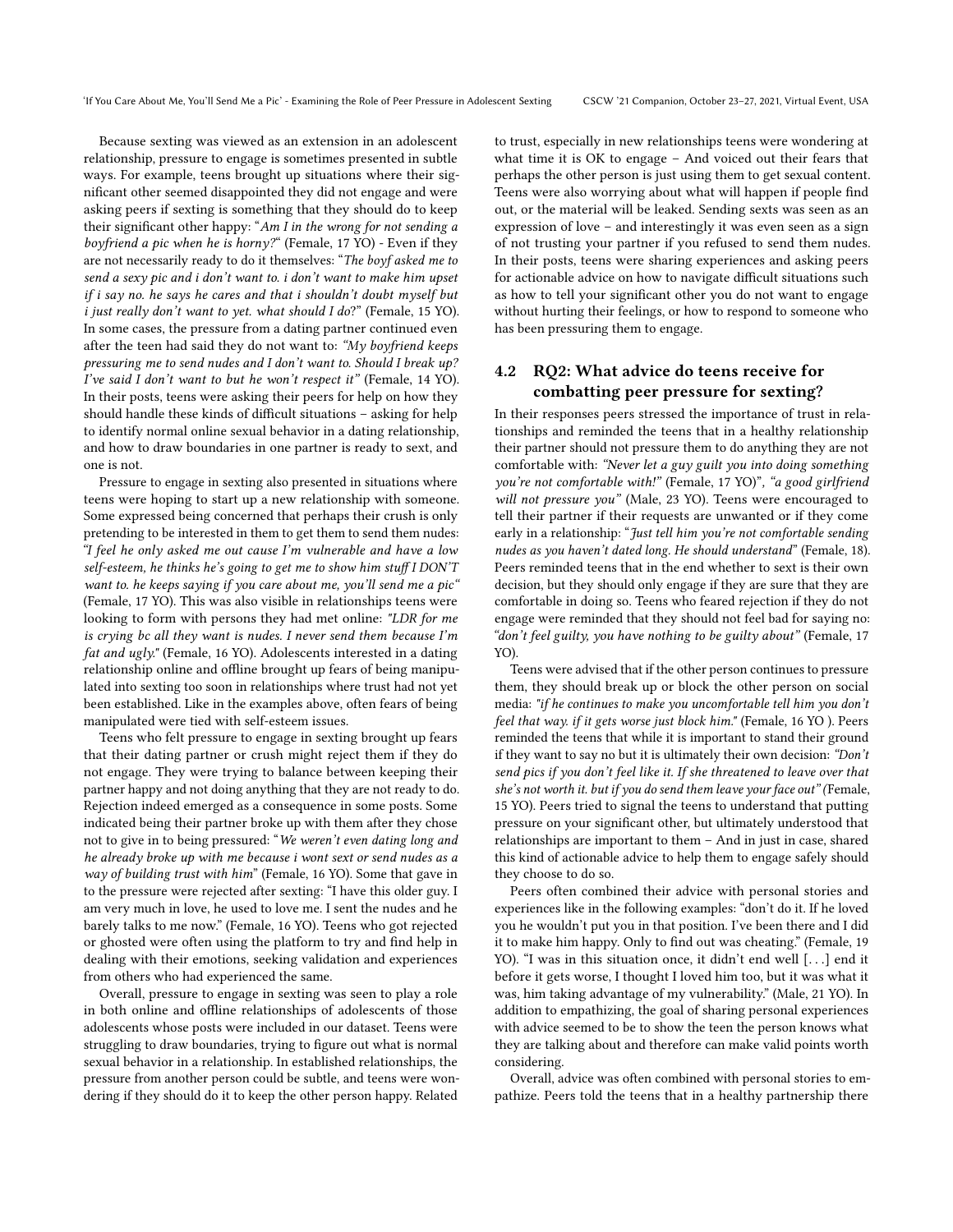Because sexting was viewed as an extension in an adolescent relationship, pressure to engage is sometimes presented in subtle ways. For example, teens brought up situations where their significant other seemed disappointed they did not engage and were asking peers if sexting is something that they should do to keep their significant other happy: "*Am I in the wrong for not sending a boyfriend a pic when he is horny?*" (Female, 17 YO) - Even if they are not necessarily ready to do it themselves: "*The boyf asked me to send a sexy pic and i don't want to. i don't want to make him upset if i say no. he says he cares and that i shouldn't doubt myself but i just really don't want to yet. what should I do*?" (Female, 15 YO). In some cases, the pressure from a dating partner continued even after the teen had said they do not want to: *"My boyfriend keeps pressuring me to send nudes and I don't want to. Should I break up? I've said I don't want to but he won't respect it"* (Female, 14 YO). In their posts, teens were asking their peers for help on how they should handle these kinds of difficult situations – asking for help to identify normal online sexual behavior in a dating relationship, and how to draw boundaries in one partner is ready to sext, and one is not.

Pressure to engage in sexting also presented in situations where teens were hoping to start up a new relationship with someone. Some expressed being concerned that perhaps their crush is only pretending to be interested in them to get them to send them nudes: *"I feel he only asked me out cause I'm vulnerable and have a low self-esteem, he thinks he's going to get me to show him stuff I DON'T want to. he keeps saying if you care about me, you'll send me a pic"* (Female, 17 YO). This was also visible in relationships teens were looking to form with persons they had met online: *"LDR for me is crying bc all they want is nudes. I never send them because I'm fat and ugly."* (Female, 16 YO). Adolescents interested in a dating relationship online and offline brought up fears of being manipulated into sexting too soon in relationships where trust had not yet been established. Like in the examples above, often fears of being manipulated were tied with self-esteem issues.

Teens who felt pressure to engage in sexting brought up fears that their dating partner or crush might reject them if they do not engage. They were trying to balance between keeping their partner happy and not doing anything that they are not ready to do. Rejection indeed emerged as a consequence in some posts. Some indicated being their partner broke up with them after they chose not to give in to being pressured: "*We weren't even dating long and he already broke up with me because i wont sext or send nudes as a way of building trust with him*" (Female, 16 YO). Some that gave in to the pressure were rejected after sexting: "I have this older guy. I am very much in love, he used to love me. I sent the nudes and he barely talks to me now." (Female, 16 YO). Teens who got rejected or ghosted were often using the platform to try and find help in dealing with their emotions, seeking validation and experiences from others who had experienced the same.

Overall, pressure to engage in sexting was seen to play a role in both online and offline relationships of adolescents of those adolescents whose posts were included in our dataset. Teens were struggling to draw boundaries, trying to figure out what is normal sexual behavior in a relationship. In established relationships, the pressure from another person could be subtle, and teens were wondering if they should do it to keep the other person happy. Related to trust, especially in new relationships teens were wondering at what time it is OK to engage – And voiced out their fears that perhaps the other person is just using them to get sexual content. Teens were also worrying about what will happen if people find out, or the material will be leaked. Sending sexts was seen as an expression of love – and interestingly it was even seen as a sign of not trusting your partner if you refused to send them nudes. In their posts, teens were sharing experiences and asking peers for actionable advice on how to navigate difficult situations such as how to tell your significant other you do not want to engage without hurting their feelings, or how to respond to someone who has been pressuring them to engage.

## 4.2 RQ2: What advice do teens receive for combatting peer pressure for sexting?

In their responses peers stressed the importance of trust in relationships and reminded the teens that in a healthy relationship their partner should not pressure them to do anything they are not comfortable with: *"Never let a guy guilt you into doing something you're not comfortable with!"* (Female, 17 YO)", *"a good girlfriend will not pressure you"* (Male, 23 YO). Teens were encouraged to tell their partner if their requests are unwanted or if they come early in a relationship: "*Just tell him you're not comfortable sending nudes as you haven't dated long. He should understand*" (Female, 18). Peers reminded teens that in the end whether to sext is their own decision, but they should only engage if they are sure that they are comfortable in doing so. Teens who feared rejection if they do not engage were reminded that they should not feel bad for saying no: *"don't feel guilty, you have nothing to be guilty about"* (Female, 17 YO).

Teens were advised that if the other person continues to pressure them, they should break up or block the other person on social media: *"if he continues to make you uncomfortable tell him you don't feel that way. if it gets worse just block him."* (Female, 16 YO ). Peers reminded the teens that while it is important to stand their ground if they want to say no but it is ultimately their own decision: *"Don't send pics if you don't feel like it. If she threatened to leave over that she's not worth it. but if you do send them leave your face out"* (Female, 15 YO). Peers tried to signal the teens to understand that putting pressure on your significant other, but ultimately understood that relationships are important to them – And in just in case, shared this kind of actionable advice to help them to engage safely should they choose to do so.

Peers often combined their advice with personal stories and experiences like in the following examples: "don't do it. If he loved you he wouldn't put you in that position. I've been there and I did it to make him happy. Only to find out was cheating." (Female, 19 YO). "I was in this situation once, it didn't end well [. . .] end it before it gets worse, I thought I loved him too, but it was what it was, him taking advantage of my vulnerability." (Male, 21 YO). In addition to empathizing, the goal of sharing personal experiences with advice seemed to be to show the teen the person knows what they are talking about and therefore can make valid points worth considering.

Overall, advice was often combined with personal stories to empathize. Peers told the teens that in a healthy partnership there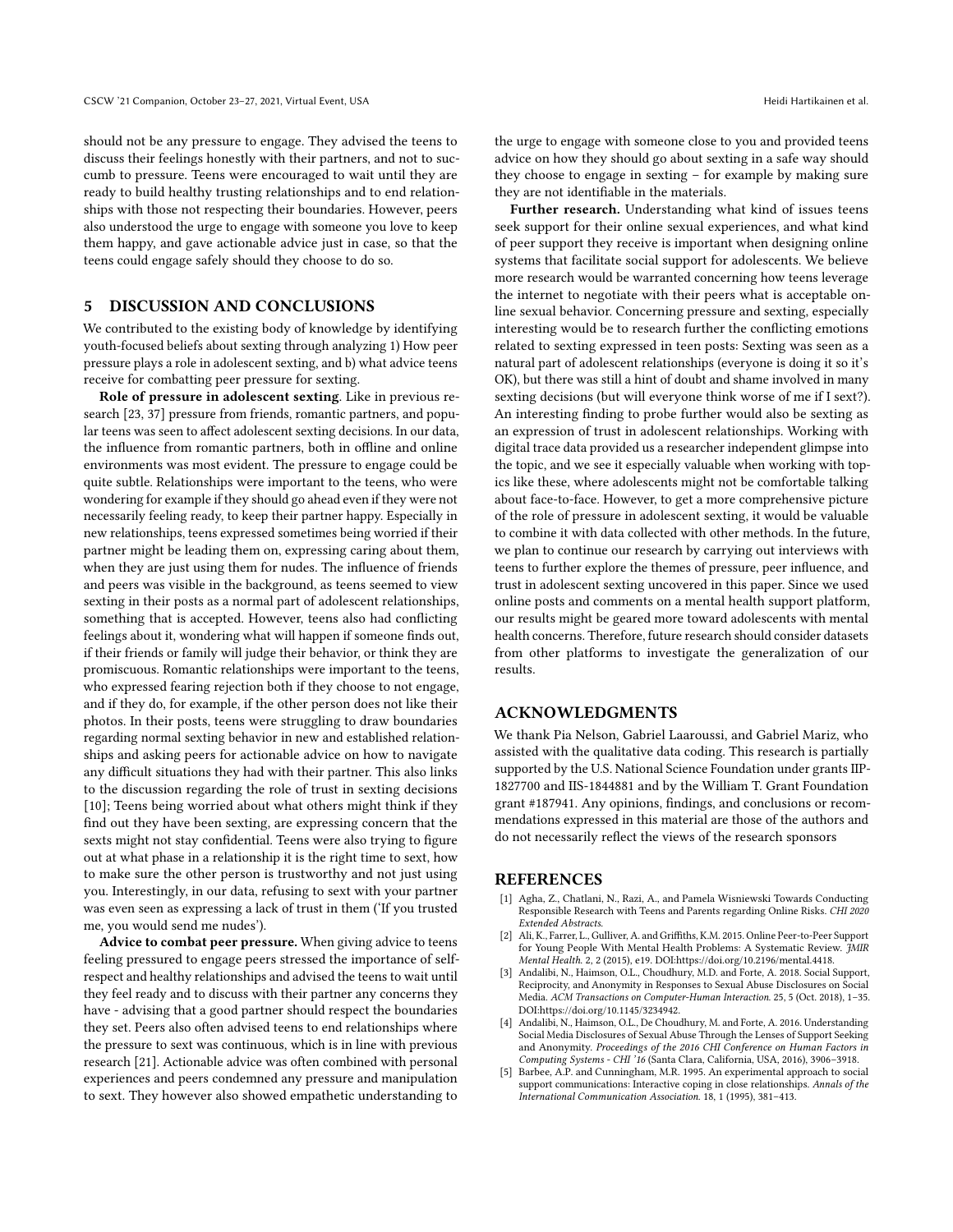should not be any pressure to engage. They advised the teens to discuss their feelings honestly with their partners, and not to succumb to pressure. Teens were encouraged to wait until they are ready to build healthy trusting relationships and to end relationships with those not respecting their boundaries. However, peers also understood the urge to engage with someone you love to keep them happy, and gave actionable advice just in case, so that the teens could engage safely should they choose to do so.

## 5 DISCUSSION AND CONCLUSIONS

We contributed to the existing body of knowledge by identifying youth-focused beliefs about sexting through analyzing 1) How peer pressure plays a role in adolescent sexting, and b) what advice teens receive for combatting peer pressure for sexting.

**Role of pressure in adolescent sexting**. Like in previous research [23, 37] pressure from friends, romantic partners, and popular teens was seen to affect adolescent sexting decisions. In our data, the influence from romantic partners, both in offline and online environments was most evident. The pressure to engage could be quite subtle. Relationships were important to the teens, who were wondering for example if they should go ahead even if they were not necessarily feeling ready, to keep their partner happy. Especially in new relationships, teens expressed sometimes being worried if their partner might be leading them on, expressing caring about them, when they are just using them for nudes. The influence of friends and peers was visible in the background, as teens seemed to view sexting in their posts as a normal part of adolescent relationships, something that is accepted. However, teens also had conflicting feelings about it, wondering what will happen if someone finds out, if their friends or family will judge their behavior, or think they are promiscuous. Romantic relationships were important to the teens, who expressed fearing rejection both if they choose to not engage, and if they do, for example, if the other person does not like their photos. In their posts, teens were struggling to draw boundaries regarding normal sexting behavior in new and established relationships and asking peers for actionable advice on how to navigate any difficult situations they had with their partner. This also links to the discussion regarding the role of trust in sexting decisions [10]; Teens being worried about what others might think if they find out they have been sexting, are expressing concern that the sexts might not stay confidential. Teens were also trying to figure out at what phase in a relationship it is the right time to sext, how to make sure the other person is trustworthy and not just using you. Interestingly, in our data, refusing to sext with your partner was even seen as expressing a lack of trust in them ('If you trusted me, you would send me nudes').

**Advice to combat peer pressure.** When giving advice to teens feeling pressured to engage peers stressed the importance of self-respect and healthy relationships and advised the teens to wait until they feel ready and to discuss with their partner any concerns they have - advising that a good partner should respect the boundaries they set. Peers also often advised teens to end relationships where the pressure to sext was continuous, which is in line with previous research [21]. Actionable advice was often combined with personal experiences and peers condemned any pressure and manipulation to sext. They however also showed empathetic understanding to the urge to engage with someone close to you and provided teens advice on how they should go about sexting in a safe way should they choose to engage in sexting – for example by making sure they are not identifiable in the materials.

**Further research.** Understanding what kind of issues teens seek support for their online sexual experiences, and what kind of peer support they receive is important when designing online systems that facilitate social support for adolescents. We believe more research would be warranted concerning how teens leverage the internet to negotiate with their peers what is acceptable online sexual behavior. Concerning pressure and sexting, especially interesting would be to research further the conflicting emotions related to sexting expressed in teen posts: Sexting was seen as a natural part of adolescent relationships (everyone is doing it so it's OK), but there was still a hint of doubt and shame involved in many sexting decisions (but will everyone think worse of me if I sext?). An interesting finding to probe further would also be sexting as an expression of trust in adolescent relationships. Working with digital trace data provided us a researcher independent glimpse into the topic, and we see it especially valuable when working with topics like these, where adolescents might not be comfortable talking about face-to-face. However, to get a more comprehensive picture of the role of pressure in adolescent sexting, it would be valuable to combine it with data collected with other methods. In the future, we plan to continue our research by carrying out interviews with teens to further explore the themes of pressure, peer influence, and trust in adolescent sexting uncovered in this paper. Since we used online posts and comments on a mental health support platform, our results might be geared more toward adolescents with mental health concerns. Therefore, future research should consider datasets from other platforms to investigate the generalization of our results.

## ACKNOWLEDGMENTS

We thank Pia Nelson, Gabriel Laaroussi, and Gabriel Mariz, who assisted with the qualitative data coding. This research is partially supported by the U.S. National Science Foundation under grants IIP-1827700 and IIS-1844881 and by the William T. Grant Foundation grant #187941. Any opinions, findings, and conclusions or recommendations expressed in this material are those of the authors and do not necessarily reflect the views of the research sponsors

## REFERENCES

- [1] Agha, Z., Chatlani, N., Razi, A., and Pamela Wisniewski Towards Conducting Responsible Research with Teens and Parents regarding Online Risks. *CHI 2020 Extended Abstracts*.
- [2] Ali, K., Farrer, L., Gulliver, A. and Griffiths, K.M. 2015. Online Peer-to-Peer Support for Young People With Mental Health Problems: A Systematic Review. *JMIR Mental Health*. 2, 2 (2015), e19. DOI:https://doi.org/10.2196/mental.4418.
- [3] Andalibi, N., Haimson, O.L., Choudhury, M.D. and Forte, A. 2018. Social Support, Reciprocity, and Anonymity in Responses to Sexual Abuse Disclosures on Social Media. *ACM Transactions on Computer-Human Interaction*. 25, 5 (Oct. 2018), 1–35. DOI:https://doi.org/10.1145/3234942.
- [4] Andalibi, N., Haimson, O.L., De Choudhury, M. and Forte, A. 2016. Understanding Social Media Disclosures of Sexual Abuse Through the Lenses of Support Seeking and Anonymity. *Proceedings of the 2016 CHI Conference on Human Factors in Computing Systems - CHI '16* (Santa Clara, California, USA, 2016), 3906–3918.
- [5] Barbee, A.P. and Cunningham, M.R. 1995. An experimental approach to social support communications: Interactive coping in close relationships. *Annals of the International Communication Association*. 18, 1 (1995), 381–413.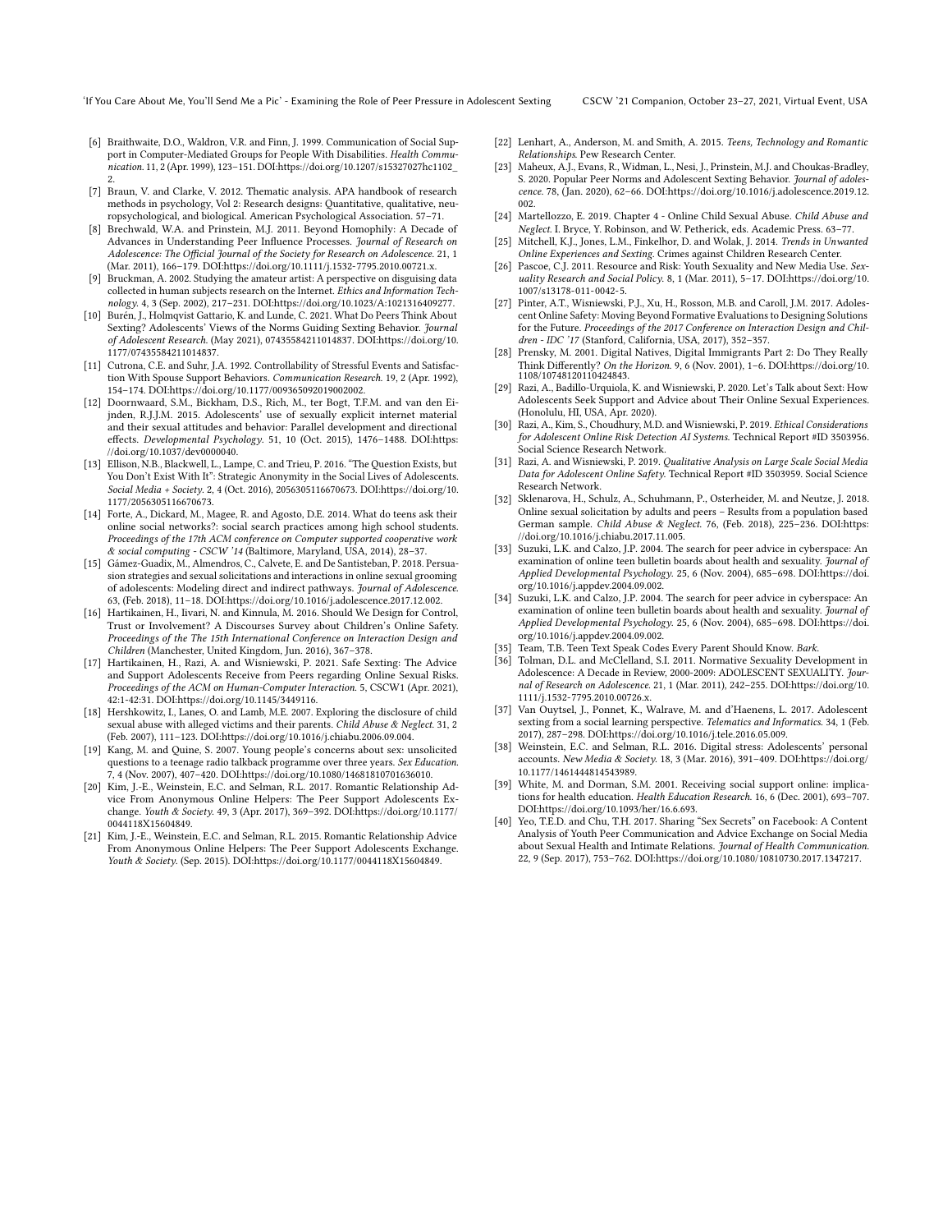[6] Braithwaite, D.O., Waldron, V.R. and Finn, J. 1999. Communication of Social Support in Computer-Mediated Groups for People With Disabilities. *Health Communication*. 11, 2 (Apr. 1999), 123–151. DOI:https://doi.org/10.1207/s15327027hc1102_2.

[7] Braun, V. and Clarke, V. 2012. Thematic analysis. APA handbook of research methods in psychology, Vol 2: Research designs: Quantitative, qualitative, neuropsychological, and biological. American Psychological Association. 57–71.

[8] Brechwald, W.A. and Prinstein, M.J. 2011. Beyond Homophily: A Decade of Advances in Understanding Peer Influence Processes. *Journal of Research on Adolescence: The Official Journal of the Society for Research on Adolescence*. 21, 1 (Mar. 2011), 166–179. DOI:https://doi.org/10.1111/j.1532-7795.2010.00721.x.

[9] Bruckman, A. 2002. Studying the amateur artist: A perspective on disguising data collected in human subjects research on the Internet. *Ethics and Information Technology*. 4, 3 (Sep. 2002), 217–231. DOI:https://doi.org/10.1023/A:1021316409277.

[10] Burén, J., Holmqvist Gattario, K. and Lunde, C. 2021. What Do Peers Think About Sexting? Adolescents' Views of the Norms Guiding Sexting Behavior. *Journal of Adolescent Research*. (May 2021), 07435584211014837. DOI:https://doi.org/10.1177/07435584211014837.

[11] Cutrona, C.E. and Suhr, J.A. 1992. Controllability of Stressful Events and Satisfaction With Spouse Support Behaviors. *Communication Research*. 19, 2 (Apr. 1992), 154–174. DOI:https://doi.org/10.1177/009365092019002002.

[12] Doornwaard, S.M., Bickham, D.S., Rich, M., ter Bogt, T.F.M. and van den Eijnden, R.J.J.M. 2015. Adolescents' use of sexually explicit internet material and their sexual attitudes and behavior: Parallel development and directional effects. *Developmental Psychology*. 51, 10 (Oct. 2015), 1476–1488. DOI:https://doi.org/10.1037/dev0000040.

[13] Ellison, N.B., Blackwell, L., Lampe, C. and Trieu, P. 2016. "The Question Exists, but You Don't Exist With It": Strategic Anonymity in the Social Lives of Adolescents. *Social Media + Society*. 2, 4 (Oct. 2016), 2056305116670673. DOI:https://doi.org/10.1177/2056305116670673.

[14] Forte, A., Dickard, M., Magee, R. and Agosto, D.E. 2014. What do teens ask their online social networks?: social search practices among high school students. *Proceedings of the 17th ACM conference on Computer supported cooperative work & social computing - CSCW '14* (Baltimore, Maryland, USA, 2014), 28–37.

[15] Gámez-Guadix, M., Almendros, C., Calvete, E. and De Santisteban, P. 2018. Persuasion strategies and sexual solicitations and interactions in online sexual grooming of adolescents: Modeling direct and indirect pathways. *Journal of Adolescence*. 63, (Feb. 2018), 11–18. DOI:https://doi.org/10.1016/j.adolescence.2017.12.002.

[16] Hartikainen, H., Iivari, N. and Kinnula, M. 2016. Should We Design for Control, Trust or Involvement? A Discourses Survey about Children's Online Safety. *Proceedings of the The 15th International Conference on Interaction Design and Children* (Manchester, United Kingdom, Jun. 2016), 367–378.

[17] Hartikainen, H., Razi, A. and Wisniewski, P. 2021. Safe Sexting: The Advice and Support Adolescents Receive from Peers regarding Online Sexual Risks. *Proceedings of the ACM on Human-Computer Interaction*. 5, CSCW1 (Apr. 2021), 42:1-42:31. DOI:https://doi.org/10.1145/3449116.

[18] Hershkowitz, I., Lanes, O. and Lamb, M.E. 2007. Exploring the disclosure of child sexual abuse with alleged victims and their parents. *Child Abuse & Neglect*. 31, 2 (Feb. 2007), 111–123. DOI:https://doi.org/10.1016/j.chiabu.2006.09.004.

[19] Kang, M. and Quine, S. 2007. Young people's concerns about sex: unsolicited questions to a teenage radio talkback programme over three years. *Sex Education*. 7, 4 (Nov. 2007), 407–420. DOI:https://doi.org/10.1080/14681810701636010.

[20] Kim, J.-E., Weinstein, E.C. and Selman, R.L. 2017. Romantic Relationship Advice From Anonymous Online Helpers: The Peer Support Adolescents Exchange. *Youth & Society*. 49, 3 (Apr. 2017), 369–392. DOI:https://doi.org/10.1177/0044118X15604849.

[21] Kim, J.-E., Weinstein, E.C. and Selman, R.L. 2015. Romantic Relationship Advice From Anonymous Online Helpers: The Peer Support Adolescents Exchange. *Youth & Society*. (Sep. 2015). DOI:https://doi.org/10.1177/0044118X15604849.

[22] Lenhart, A., Anderson, M. and Smith, A. 2015. *Teens, Technology and Romantic Relationships*. Pew Research Center.

[23] Maheux, A.J., Evans, R., Widman, L., Nesi, J., Prinstein, M.J. and Choukas-Bradley, S. 2020. Popular Peer Norms and Adolescent Sexting Behavior. *Journal of adolescence*. 78, (Jan. 2020), 62–66. DOI:https://doi.org/10.1016/j.adolescence.2019.12.002.

[24] Martellozzo, E. 2019. Chapter 4 - Online Child Sexual Abuse. *Child Abuse and Neglect*. I. Bryce, Y. Robinson, and W. Petherick, eds. Academic Press. 63–77.

[25] Mitchell, K.J., Jones, L.M., Finkelhor, D. and Wolak, J. 2014. *Trends in Unwanted Online Experiences and Sexting*. Crimes against Children Research Center.

[26] Pascoe, C.J. 2011. Resource and Risk: Youth Sexuality and New Media Use. *Sexuality Research and Social Policy*. 8, 1 (Mar. 2011), 5–17. DOI:https://doi.org/10.1007/s13178-011-0042-5.

[27] Pinter, A.T., Wisniewski, P.J., Xu, H., Rosson, M.B. and Caroll, J.M. 2017. Adolescent Online Safety: Moving Beyond Formative Evaluations to Designing Solutions for the Future. *Proceedings of the 2017 Conference on Interaction Design and Children - IDC '17* (Stanford, California, USA, 2017), 352–357.

[28] Prensky, M. 2001. Digital Natives, Digital Immigrants Part 2: Do They Really Think Differently? *On the Horizon*. 9, 6 (Nov. 2001), 1–6. DOI:https://doi.org/10.1108/10748120110424843.

[29] Razi, A., Badillo-Urquiola, K. and Wisniewski, P. 2020. Let's Talk about Sext: How Adolescents Seek Support and Advice about Their Online Sexual Experiences. (Honolulu, HI, USA, Apr. 2020).

[30] Razi, A., Kim, S., Choudhury, M.D. and Wisniewski, P. 2019. *Ethical Considerations for Adolescent Online Risk Detection AI Systems*. Technical Report #ID 3503956. Social Science Research Network.

[31] Razi, A. and Wisniewski, P. 2019. *Qualitative Analysis on Large Scale Social Media Data for Adolescent Online Safety*. Technical Report #ID 3503959. Social Science Research Network.

[32] Sklenarova, H., Schulz, A., Schuhmann, P., Osterheider, M. and Neutze, J. 2018. Online sexual solicitation by adults and peers – Results from a population based German sample. *Child Abuse & Neglect*. 76, (Feb. 2018), 225–236. DOI:https://doi.org/10.1016/j.chiabu.2017.11.005.

[33] Suzuki, L.K. and Calzo, J.P. 2004. The search for peer advice in cyberspace: An examination of online teen bulletin boards about health and sexuality. *Journal of Applied Developmental Psychology*. 25, 6 (Nov. 2004), 685–698. DOI:https://doi.org/10.1016/j.appdev.2004.09.002.

[34] Suzuki, L.K. and Calzo, J.P. 2004. The search for peer advice in cyberspace: An examination of online teen bulletin boards about health and sexuality. *Journal of Applied Developmental Psychology*. 25, 6 (Nov. 2004), 685–698. DOI:https://doi.org/10.1016/j.appdev.2004.09.002.

[35] Team, T.B. Teen Text Speak Codes Every Parent Should Know. *Bark*.

[36] Tolman, D.L. and McClelland, S.I. 2011. Normative Sexuality Development in Adolescence: A Decade in Review, 2000-2009: ADOLESCENT SEXUALITY. *Journal of Research on Adolescence*. 21, 1 (Mar. 2011), 242–255. DOI:https://doi.org/10.1111/j.1532-7795.2010.00726.x.

[37] Van Ouytsel, J., Ponnet, K., Walrave, M. and d'Haenens, L. 2017. Adolescent sexting from a social learning perspective. *Telematics and Informatics*. 34, 1 (Feb. 2017), 287–298. DOI:https://doi.org/10.1016/j.tele.2016.05.009.

[38] Weinstein, E.C. and Selman, R.L. 2016. Digital stress: Adolescents' personal accounts. *New Media & Society*. 18, 3 (Mar. 2016), 391–409. DOI:https://doi.org/10.1177/1461444814543989.

[39] White, M. and Dorman, S.M. 2001. Receiving social support online: implications for health education. *Health Education Research*. 16, 6 (Dec. 2001), 693–707. DOI:https://doi.org/10.1093/her/16.6.693.

[40] Yeo, T.E.D. and Chu, T.H. 2017. Sharing "Sex Secrets" on Facebook: A Content Analysis of Youth Peer Communication and Advice Exchange on Social Media about Sexual Health and Intimate Relations. *Journal of Health Communication*. 22, 9 (Sep. 2017), 753–762. DOI:https://doi.org/10.1080/10810730.2017.1347217.